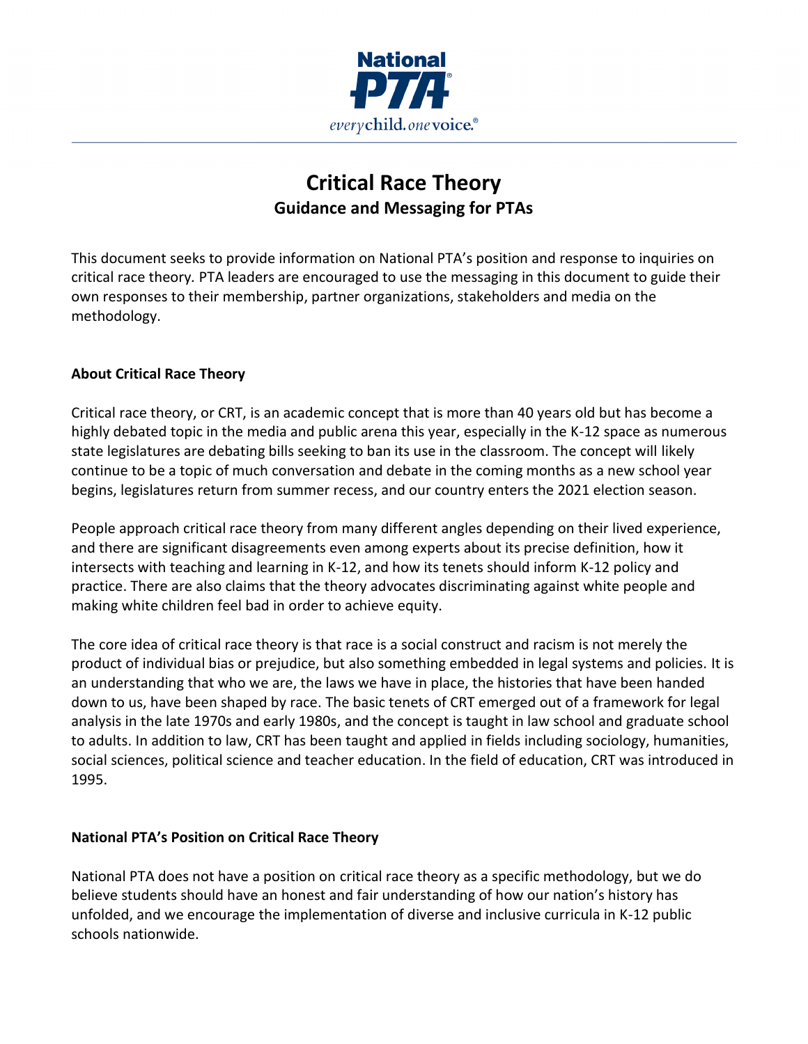National PTA

*every child. one voice.*

# Critical Race Theory
## Guidance and Messaging for PTAs

This document seeks to provide information on National PTA's position and response to inquiries on critical race theory. PTA leaders are encouraged to use the messaging in this document to guide their own responses to their membership, partner organizations, stakeholders and media on the methodology.

### About Critical Race Theory

Critical race theory, or CRT, is an academic concept that is more than 40 years old but has become a highly debated topic in the media and public arena this year, especially in the K-12 space as numerous state legislatures are debating bills seeking to ban its use in the classroom. The concept will likely continue to be a topic of much conversation and debate in the coming months as a new school year begins, legislatures return from summer recess, and our country enters the 2021 election season.

People approach critical race theory from many different angles depending on their lived experience, and there are significant disagreements even among experts about its precise definition, how it intersects with teaching and learning in K-12, and how its tenets should inform K-12 policy and practice. There are also claims that the theory advocates discriminating against white people and making white children feel bad in order to achieve equity.

The core idea of critical race theory is that race is a social construct and racism is not merely the product of individual bias or prejudice, but also something embedded in legal systems and policies. It is an understanding that who we are, the laws we have in place, the histories that have been handed down to us, have been shaped by race. The basic tenets of CRT emerged out of a framework for legal analysis in the late 1970s and early 1980s, and the concept is taught in law school and graduate school to adults. In addition to law, CRT has been taught and applied in fields including sociology, humanities, social sciences, political science and teacher education. In the field of education, CRT was introduced in 1995.

### National PTA's Position on Critical Race Theory

National PTA does not have a position on critical race theory as a specific methodology, but we do believe students should have an honest and fair understanding of how our nation's history has unfolded, and we encourage the implementation of diverse and inclusive curricula in K-12 public schools nationwide.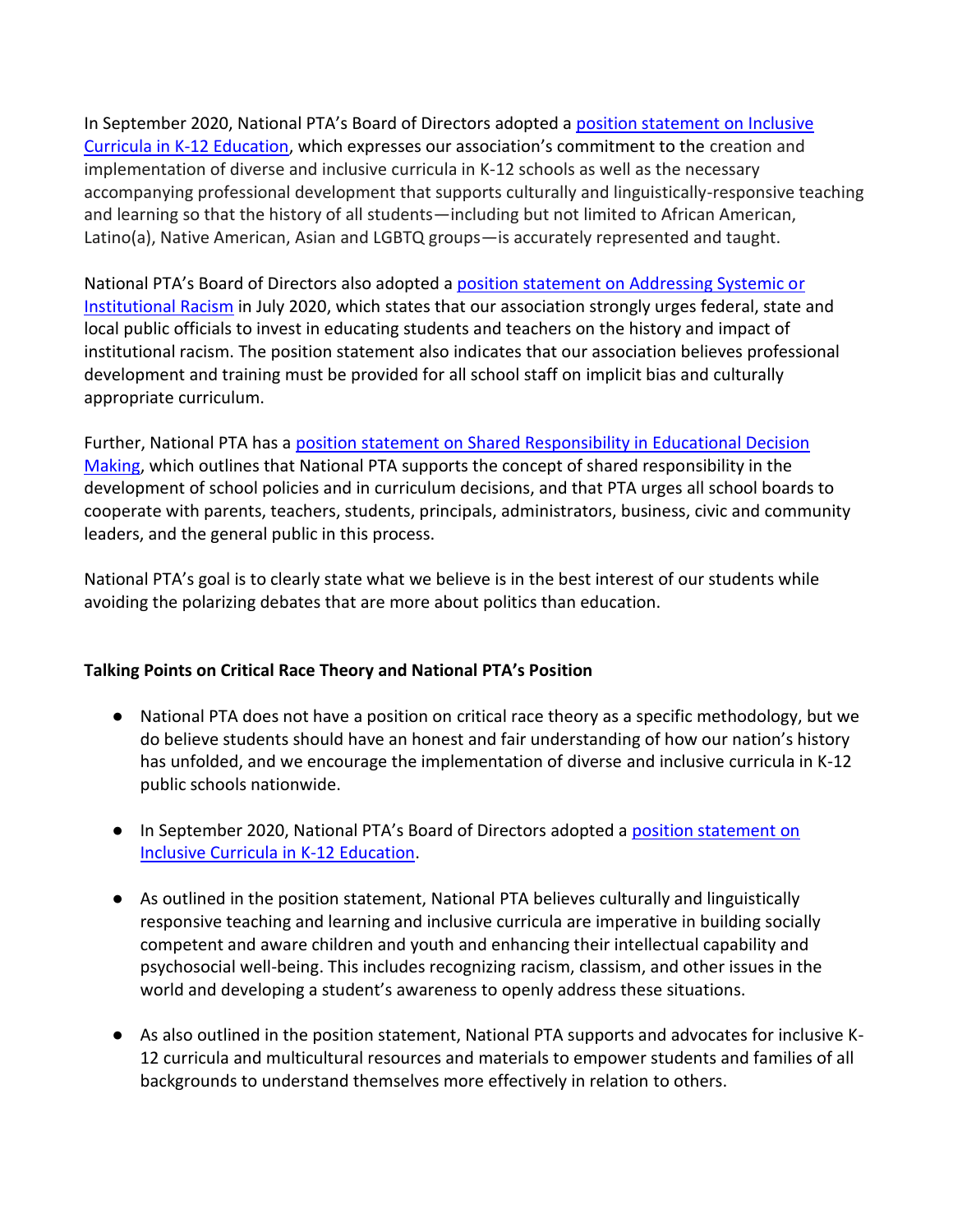In September 2020, National PTA's Board of Directors adopted a [position statement on Inclusive Curricula in K-12 Education](), which expresses our association's commitment to the creation and implementation of diverse and inclusive curricula in K-12 schools as well as the necessary accompanying professional development that supports culturally and linguistically-responsive teaching and learning so that the history of all students—including but not limited to African American, Latino(a), Native American, Asian and LGBTQ groups—is accurately represented and taught.

National PTA's Board of Directors also adopted a [position statement on Addressing Systemic or Institutional Racism]() in July 2020, which states that our association strongly urges federal, state and local public officials to invest in educating students and teachers on the history and impact of institutional racism. The position statement also indicates that our association believes professional development and training must be provided for all school staff on implicit bias and culturally appropriate curriculum.

Further, National PTA has a [position statement on Shared Responsibility in Educational Decision Making](), which outlines that National PTA supports the concept of shared responsibility in the development of school policies and in curriculum decisions, and that PTA urges all school boards to cooperate with parents, teachers, students, principals, administrators, business, civic and community leaders, and the general public in this process.

National PTA's goal is to clearly state what we believe is in the best interest of our students while avoiding the polarizing debates that are more about politics than education.

**Talking Points on Critical Race Theory and National PTA's Position**

- National PTA does not have a position on critical race theory as a specific methodology, but we do believe students should have an honest and fair understanding of how our nation's history has unfolded, and we encourage the implementation of diverse and inclusive curricula in K-12 public schools nationwide.
- In September 2020, National PTA's Board of Directors adopted a [position statement on Inclusive Curricula in K-12 Education]().
- As outlined in the position statement, National PTA believes culturally and linguistically responsive teaching and learning and inclusive curricula are imperative in building socially competent and aware children and youth and enhancing their intellectual capability and psychosocial well-being. This includes recognizing racism, classism, and other issues in the world and developing a student's awareness to openly address these situations.
- As also outlined in the position statement, National PTA supports and advocates for inclusive K-12 curricula and multicultural resources and materials to empower students and families of all backgrounds to understand themselves more effectively in relation to others.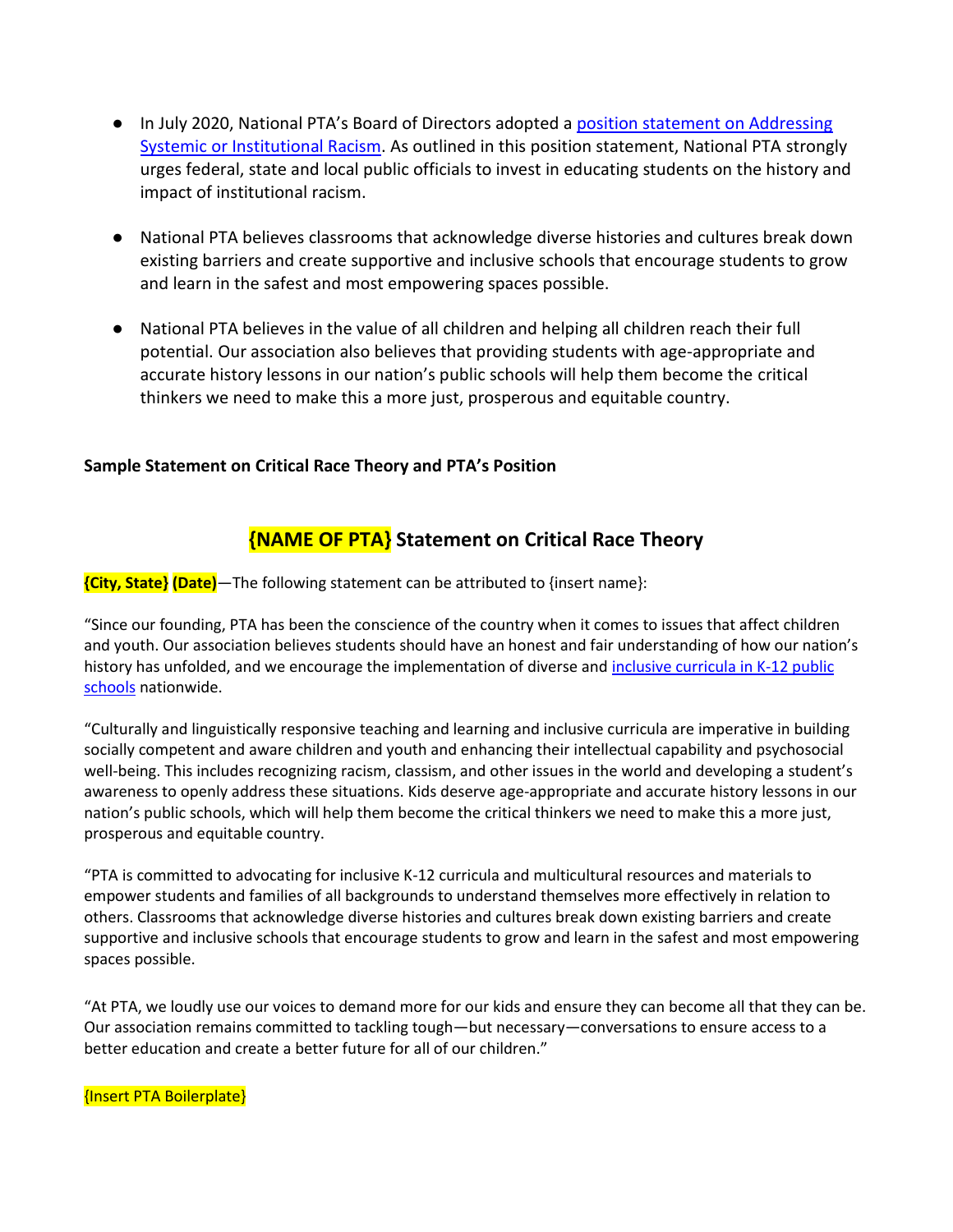- In July 2020, National PTA's Board of Directors adopted a [position statement on Addressing Systemic or Institutional Racism](). As outlined in this position statement, National PTA strongly urges federal, state and local public officials to invest in educating students on the history and impact of institutional racism.

- National PTA believes classrooms that acknowledge diverse histories and cultures break down existing barriers and create supportive and inclusive schools that encourage students to grow and learn in the safest and most empowering spaces possible.

- National PTA believes in the value of all children and helping all children reach their full potential. Our association also believes that providing students with age-appropriate and accurate history lessons in our nation's public schools will help them become the critical thinkers we need to make this a more just, prosperous and equitable country.

**Sample Statement on Critical Race Theory and PTA's Position**

## {NAME OF PTA} Statement on Critical Race Theory

**{City, State} (Date)**—The following statement can be attributed to {insert name}:

"Since our founding, PTA has been the conscience of the country when it comes to issues that affect children and youth. Our association believes students should have an honest and fair understanding of how our nation's history has unfolded, and we encourage the implementation of diverse and [inclusive curricula in K-12 public schools]() nationwide.

"Culturally and linguistically responsive teaching and learning and inclusive curricula are imperative in building socially competent and aware children and youth and enhancing their intellectual capability and psychosocial well-being. This includes recognizing racism, classism, and other issues in the world and developing a student's awareness to openly address these situations. Kids deserve age-appropriate and accurate history lessons in our nation's public schools, which will help them become the critical thinkers we need to make this a more just, prosperous and equitable country.

"PTA is committed to advocating for inclusive K-12 curricula and multicultural resources and materials to empower students and families of all backgrounds to understand themselves more effectively in relation to others. Classrooms that acknowledge diverse histories and cultures break down existing barriers and create supportive and inclusive schools that encourage students to grow and learn in the safest and most empowering spaces possible.

"At PTA, we loudly use our voices to demand more for our kids and ensure they can become all that they can be. Our association remains committed to tackling tough—but necessary—conversations to ensure access to a better education and create a better future for all of our children."

{Insert PTA Boilerplate}